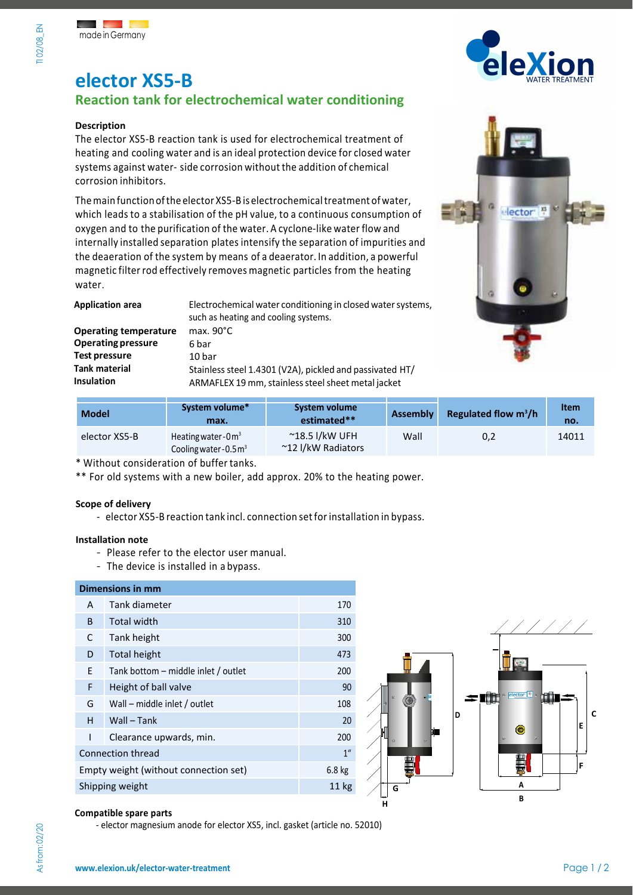made in Germany

# elector XS5-B

## Reaction tank for electrochemical water conditioning

**Description**

The elector XS5-B reaction tank is used for electrochemical treatment of heating and cooling water and is an ideal protection device for closed water systems against water- side corrosion without the addition of chemical corrosion inhibitors.

The main function of the elector XS5-B is electrochemical treatment of water, which leads to a stabilisation of the pH value, to a continuous consumption of oxygen and to the purification of the water. A cyclone-like water flow and internally installed separation plates intensify the separation of impurities and the deaeration of the system by means of a deaerator. In addition, a powerful magnetic filter rod effectively removes magnetic particles from the heating water.

| | |
|---|---|
| **Application area** | Electrochemical water conditioning in closed water systems, such as heating and cooling systems. |
| **Operating temperature** | max. 90°C |
| **Operating pressure** | 6 bar |
| **Test pressure** | 10 bar |
| **Tank material** | Stainless steel 1.4301 (V2A), pickled and passivated HT/ |
| **Insulation** | ARMAFLEX 19 mm, stainless steel sheet metal jacket |

| Model | System volume* max. | System volume estimated** | Assembly | Regulated flow $m^3/h$ | Item no. |
|---|---|---|---|---|---|
| elector XS5-B | Heating water - 0 $m^3$<br>Cooling water - 0.5 $m^3$ | ~18.5 l/kW UFH<br>~12 l/kW Radiators | Wall | 0,2 | 14011 |

\* Without consideration of buffer tanks.

\*\* For old systems with a new boiler, add approx. 20% to the heating power.

**Scope of delivery**

- elector XS5-B reaction tank incl. connection set for installation in bypass.

**Installation note**

- Please refer to the elector user manual.
- The device is installed in a bypass.

| Dimensions in mm | | |
|---|---|---|
| A | Tank diameter | 170 |
| B | Total width | 310 |
| C | Tank height | 300 |
| D | Total height | 473 |
| E | Tank bottom – middle inlet / outlet | 200 |
| F | Height of ball valve | 90 |
| G | Wall – middle inlet / outlet | 108 |
| H | Wall – Tank | 20 |
| I | Clearance upwards, min. | 200 |
| Connection thread | | 1″ |
| Empty weight (without connection set) | | 6.8 kg |
| Shipping weight | | 11 kg |

**Compatible spare parts**

- elector magnesium anode for elector XS5, incl. gasket (article no. 52010)

www.elexion.uk/elector-water-treatment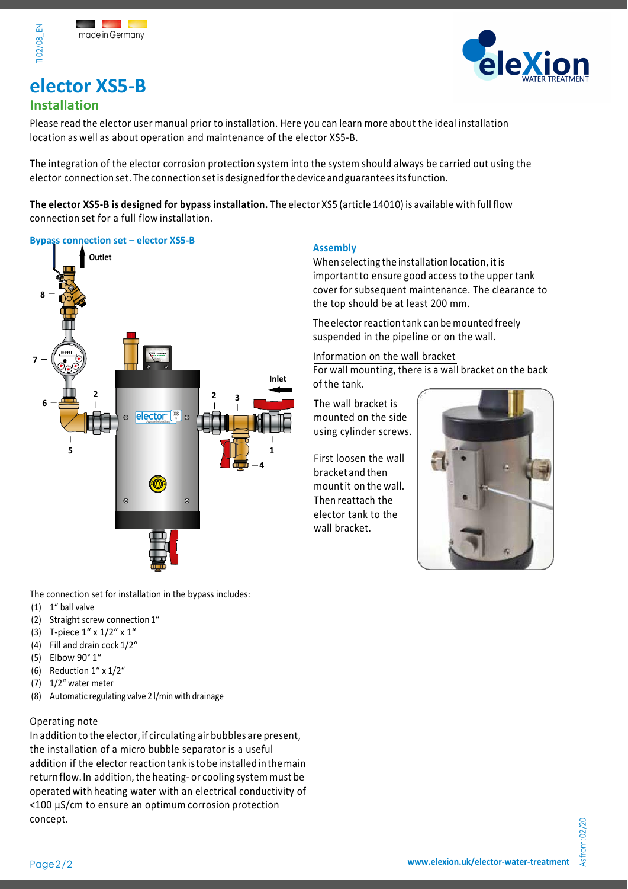# elector XS5-B

## Installation

Please read the elector user manual prior to installation. Here you can learn more about the ideal installation location as well as about operation and maintenance of the elector XS5-B.

The integration of the elector corrosion protection system into the system should always be carried out using the elector connection set. The connection set is designed for the device and guarantees its function.

**The elector XS5-B is designed for bypass installation.** The elector XS5 (article 14010) is available with full flow connection set for a full flow installation.

### Bypass connection set – elector XS5-B

Outlet

Inlet

8

7

6

5

2

2

3

1

4

The connection set for installation in the bypass includes:

(1) 1" ball valve
(2) Straight screw connection 1"
(3) T-piece 1" x 1/2" x 1"
(4) Fill and drain cock 1/2"
(5) Elbow 90° 1"
(6) Reduction 1" x 1/2"
(7) 1/2" water meter
(8) Automatic regulating valve 2 l/min with drainage

Operating note

In addition to the elector, if circulating air bubbles are present, the installation of a micro bubble separator is a useful addition if the elector reaction tank is to be installed in the main return flow. In addition, the heating- or cooling system must be operated with heating water with an electrical conductivity of <100 µS/cm to ensure an optimum corrosion protection concept.

### Assembly

When selecting the installation location, it is important to ensure good access to the upper tank cover for subsequent maintenance. The clearance to the top should be at least 200 mm.

The elector reaction tank can be mounted freely suspended in the pipeline or on the wall.

Information on the wall bracket

For wall mounting, there is a wall bracket on the back of the tank.

The wall bracket is mounted on the side using cylinder screws.

First loosen the wall bracket and then mount it on the wall. Then reattach the elector tank to the wall bracket.

www.elexion.uk/elector-water-treatment